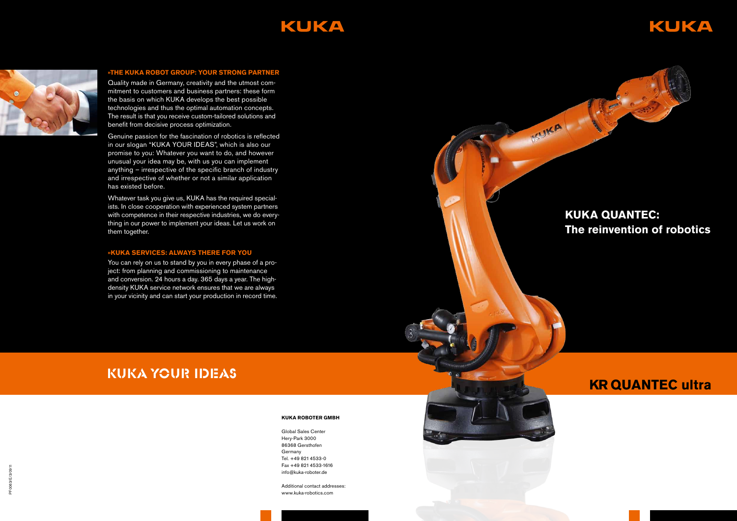KUKA

## »THE KUKA ROBOT GROUP: YOUR STRONG PARTNER

Quality made in Germany, creativity and the utmost commitment to customers and business partners: these form the basis on which KUKA develops the best possible technologies and thus the optimal automation concepts. The result is that you receive custom-tailored solutions and benefit from decisive process optimization.

Genuine passion for the fascination of robotics is reflected in our slogan "KUKA YOUR IDEAS", which is also our promise to you: Whatever you want to do, and however unusual your idea may be, with us you can implement anything – irrespective of the specific branch of industry and irrespective of whether or not a similar application has existed before.

Whatever task you give us, KUKA has the required specialists. In close cooperation with experienced system partners with competence in their respective industries, we do everything in our power to implement your ideas. Let us work on them together.

## »KUKA SERVICES: ALWAYS THERE FOR YOU

You can rely on us to stand by you in every phase of a project: from planning and commissioning to maintenance and conversion. 24 hours a day. 365 days a year. The high-density KUKA service network ensures that we are always in your vicinity and can start your production in record time.

KUKA YOUR IDEAS

**KUKA ROBOTER GMBH**

Global Sales Center
Hery-Park 3000
86368 Gersthofen
Germany
Tel. +49 821 4533-0
Fax +49 821 4533-1616
info@kuka-roboter.de

Additional contact addresses:
www.kuka-robotics.com

PF0063/E/3/0911

KUKA

# KUKA QUANTEC: The reinvention of robotics

# KR QUANTEC ultra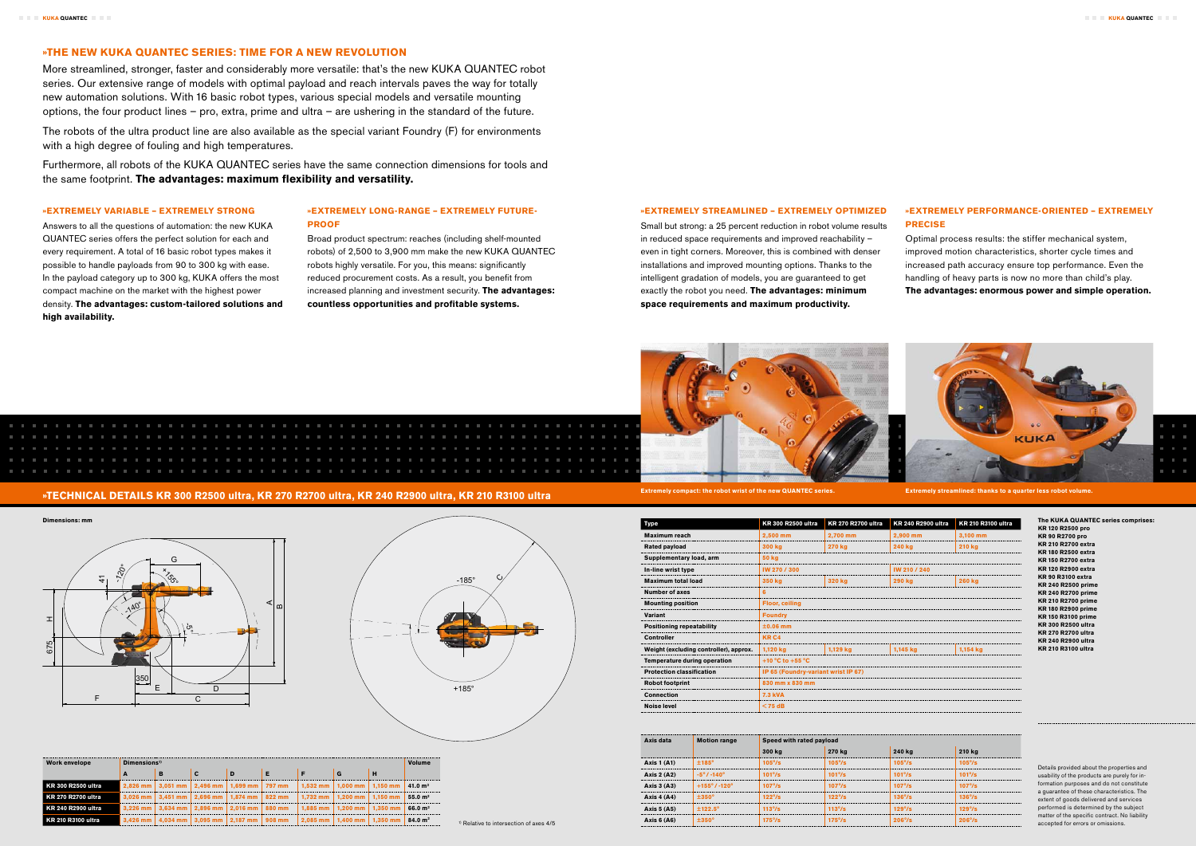## »THE NEW KUKA QUANTEC SERIES: TIME FOR A NEW REVOLUTION

More streamlined, stronger, faster and considerably more versatile: that's the new KUKA QUANTEC robot series. Our extensive range of models with optimal payload and reach intervals paves the way for totally new automation solutions. With 16 basic robot types, various special models and versatile mounting options, the four product lines – pro, extra, prime and ultra – are ushering in the standard of the future.

The robots of the ultra product line are also available as the special variant Foundry (F) for environments with a high degree of fouling and high temperatures.

Furthermore, all robots of the KUKA QUANTEC series have the same connection dimensions for tools and the same footprint. **The advantages: maximum flexibility and versatility.**

### »EXTREMELY VARIABLE – EXTREMELY STRONG

Answers to all the questions of automation: the new KUKA QUANTEC series offers the perfect solution for each and every requirement. A total of 16 basic robot types makes it possible to handle payloads from 90 to 300 kg with ease. In the payload category up to 300 kg, KUKA offers the most compact machine on the market with the highest power density. **The advantages: custom-tailored solutions and high availability.**

### »EXTREMELY LONG-RANGE – EXTREMELY FUTURE-PROOF

Broad product spectrum: reaches (including shelf-mounted robots) of 2,500 to 3,900 mm make the new KUKA QUANTEC robots highly versatile. For you, this means: significantly reduced procurement costs. As a result, you benefit from increased planning and investment security. **The advantages: countless opportunities and profitable systems.**

### »EXTREMELY STREAMLINED – EXTREMELY OPTIMIZED

Small but strong: a 25 percent reduction in robot volume results in reduced space requirements and improved reachability – even in tight corners. Moreover, this is combined with denser installations and improved mounting options. Thanks to the intelligent gradation of models, you are guaranteed to get exactly the robot you need. **The advantages: minimum space requirements and maximum productivity.**

### »EXTREMELY PERFORMANCE-ORIENTED – EXTREMELY PRECISE

Optimal process results: the stiffer mechanical system, improved motion characteristics, shorter cycle times and increased path accuracy ensure top performance. Even the handling of heavy parts is now no more than child's play. **The advantages: enormous power and simple operation.**

Extremely compact: the robot wrist of the new QUANTEC series.

Extremely streamlined: thanks to a quarter less robot volume.

## »TECHNICAL DETAILS KR 300 R2500 ultra, KR 270 R2700 ultra, KR 240 R2900 ultra, KR 210 R3100 ultra

Dimensions: mm

G
-120°
+155°
41
-140°
5°
H
675
350
E
D
F
C
A
B
-185°
+185°
C

| Work envelope | Dimensions[1] | | | | | | | | Volume |
|---|---|---|---|---|---|---|---|---|---|
| | A | B | C | D | E | F | G | H | |
| KR 300 R2500 ultra | 2,826 mm | 3,051 mm | 2,496 mm | 1,699 mm | 797 mm | 1,532 mm | 1,000 mm | 1,150 mm | 41.0 m³ |
| KR 270 R2700 ultra | 3,026 mm | 3,451 mm | 2,696 mm | 1,874 mm | 822 mm | 1,732 mm | 1,200 mm | 1,150 mm | 55.0 m³ |
| KR 240 R2900 ultra | 3,226 mm | 3,634 mm | 2,896 mm | 2,016 mm | 880 mm | 1,885 mm | 1,200 mm | 1,350 mm | 66.0 m³ |
| KR 210 R3100 ultra | 3,426 mm | 4,034 mm | 3,095 mm | 2,187 mm | 908 mm | 2,065 mm | 1,400 mm | 1,350 mm | 84.0 m³ |

[1] Relative to intersection of axes 4/5

| Type | KR 300 R2500 ultra | KR 270 R2700 ultra | KR 240 R2900 ultra | KR 210 R3100 ultra |
|---|---|---|---|---|
| Maximum reach | 2,500 mm | 2,700 mm | 2,900 mm | 3,100 mm |
| Rated payload | 300 kg | 270 kg | 240 kg | 210 kg |
| Supplementary load, arm | 50 kg | | | |
| In-line wrist type | IW 270 / 300 | | IW 210 / 240 | |
| Maximum total load | 350 kg | 320 kg | 290 kg | 260 kg |
| Number of axes | 6 | | | |
| Mounting position | Floor, ceiling | | | |
| Variant | Foundry | | | |
| Positioning repeatability | ±0.06 mm | | | |
| Controller | KR C4 | | | |
| Weight (excluding controller), approx. | 1,120 kg | 1,129 kg | 1,145 kg | 1,154 kg |
| Temperature during operation | +10 °C to +55 °C | | | |
| Protection classification | IP 65 (Foundry-variant wrist IP 67) | | | |
| Robot footprint | 830 mm x 830 mm | | | |
| Connection | 7.3 kVA | | | |
| Noise level | < 75 dB | | | |

| Axis data | Motion range | Speed with rated payload | | | |
|---|---|---|---|---|---|
| | | 300 kg | 270 kg | 240 kg | 210 kg |
| Axis 1 (A1) | ±185° | 105°/s | 105°/s | 105°/s | 105°/s |
| Axis 2 (A2) | -5° / -140° | 101°/s | 101°/s | 101°/s | 101°/s |
| Axis 3 (A3) | +155° / -120° | 107°/s | 107°/s | 107°/s | 107°/s |
| Axis 4 (A4) | ±350° | 122°/s | 122°/s | 136°/s | 136°/s |
| Axis 5 (A5) | ±122.5° | 113°/s | 113°/s | 129°/s | 129°/s |
| Axis 6 (A6) | ±350° | 175°/s | 175°/s | 206°/s | 206°/s |

**The KUKA QUANTEC series comprises:**
- KR 120 R2500 pro
- KR 90 R2700 pro
- KR 210 R2700 extra
- KR 180 R2500 extra
- KR 150 R2700 extra
- KR 120 R2900 extra
- KR 90 R3100 extra
- KR 240 R2500 prime
- KR 240 R2700 prime
- KR 210 R2700 prime
- KR 180 R2900 prime
- KR 150 R3100 prime
- KR 300 R2500 ultra
- KR 270 R2700 ultra
- KR 240 R2900 ultra
- KR 210 R3100 ultra

Details provided about the properties and usability of the products are purely for information purposes and do not constitute a guarantee of these characteristics. The extent of goods delivered and services performed is determined by the subject matter of the specific contract. No liability accepted for errors or omissions.